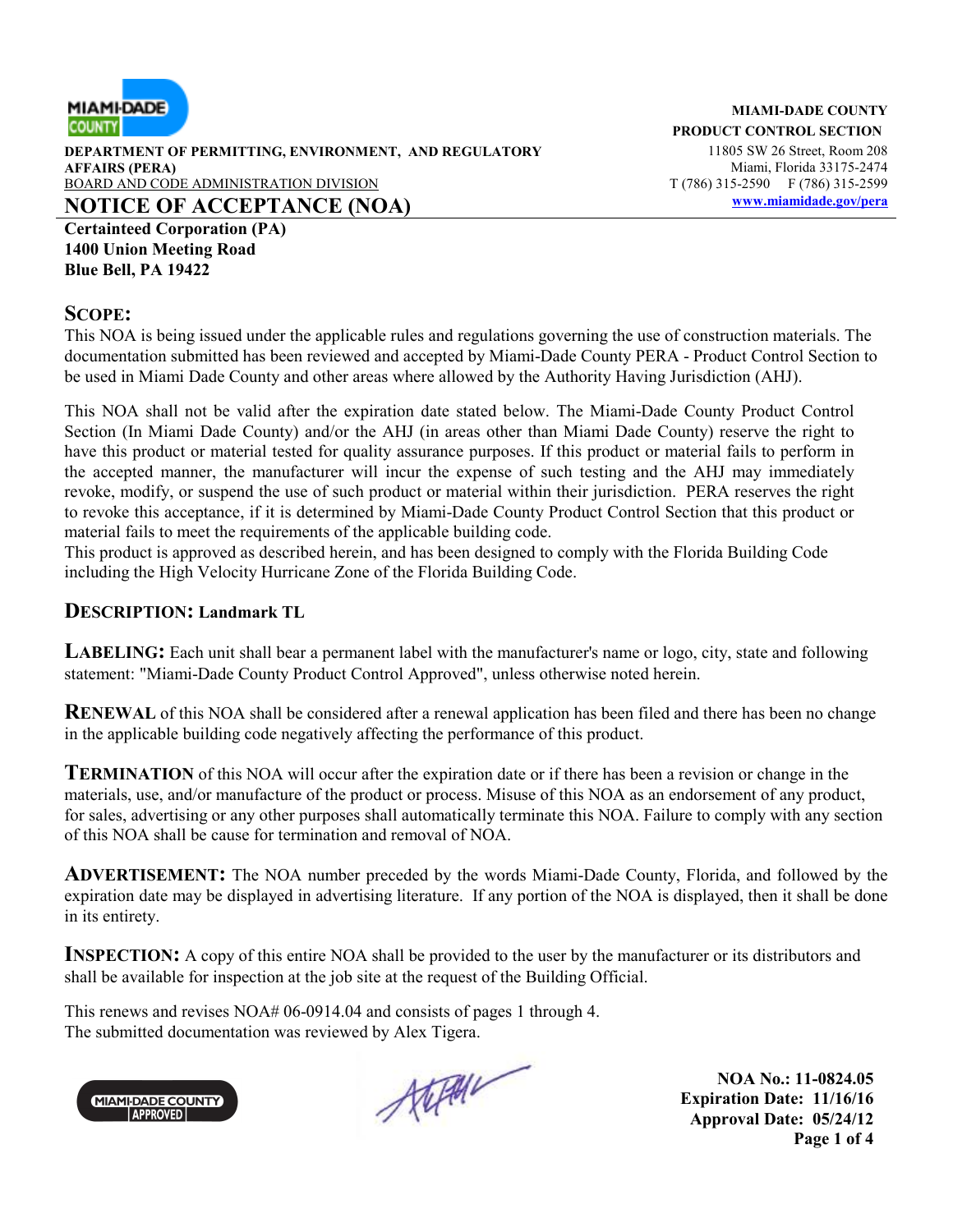**MIAMI-DADE COUNTY**
**PRODUCT CONTROL SECTION**
11805 SW 26 Street, Room 208
Miami, Florida 33175-2474
T (786) 315-2590 F (786) 315-2599
www.miamidade.gov/pera

**DEPARTMENT OF PERMITTING, ENVIRONMENT, AND REGULATORY AFFAIRS (PERA)**
BOARD AND CODE ADMINISTRATION DIVISION

# NOTICE OF ACCEPTANCE (NOA)

**Certainteed Corporation (PA)**
**1400 Union Meeting Road**
**Blue Bell, PA 19422**

## SCOPE:

This NOA is being issued under the applicable rules and regulations governing the use of construction materials. The documentation submitted has been reviewed and accepted by Miami-Dade County PERA - Product Control Section to be used in Miami Dade County and other areas where allowed by the Authority Having Jurisdiction (AHJ).

This NOA shall not be valid after the expiration date stated below. The Miami-Dade County Product Control Section (In Miami Dade County) and/or the AHJ (in areas other than Miami Dade County) reserve the right to have this product or material tested for quality assurance purposes. If this product or material fails to perform in the accepted manner, the manufacturer will incur the expense of such testing and the AHJ may immediately revoke, modify, or suspend the use of such product or material within their jurisdiction. PERA reserves the right to revoke this acceptance, if it is determined by Miami-Dade County Product Control Section that this product or material fails to meet the requirements of the applicable building code.
This product is approved as described herein, and has been designed to comply with the Florida Building Code including the High Velocity Hurricane Zone of the Florida Building Code.

## DESCRIPTION: Landmark TL

**LABELING:** Each unit shall bear a permanent label with the manufacturer's name or logo, city, state and following statement: "Miami-Dade County Product Control Approved", unless otherwise noted herein.

**RENEWAL** of this NOA shall be considered after a renewal application has been filed and there has been no change in the applicable building code negatively affecting the performance of this product.

**TERMINATION** of this NOA will occur after the expiration date or if there has been a revision or change in the materials, use, and/or manufacture of the product or process. Misuse of this NOA as an endorsement of any product, for sales, advertising or any other purposes shall automatically terminate this NOA. Failure to comply with any section of this NOA shall be cause for termination and removal of NOA.

**ADVERTISEMENT:** The NOA number preceded by the words Miami-Dade County, Florida, and followed by the expiration date may be displayed in advertising literature. If any portion of the NOA is displayed, then it shall be done in its entirety.

**INSPECTION:** A copy of this entire NOA shall be provided to the user by the manufacturer or its distributors and shall be available for inspection at the job site at the request of the Building Official.

This renews and revises NOA# 06-0914.04 and consists of pages 1 through 4.
The submitted documentation was reviewed by Alex Tigera.

**NOA No.: 11-0824.05**
**Expiration Date: 11/16/16**
**Approval Date: 05/24/12**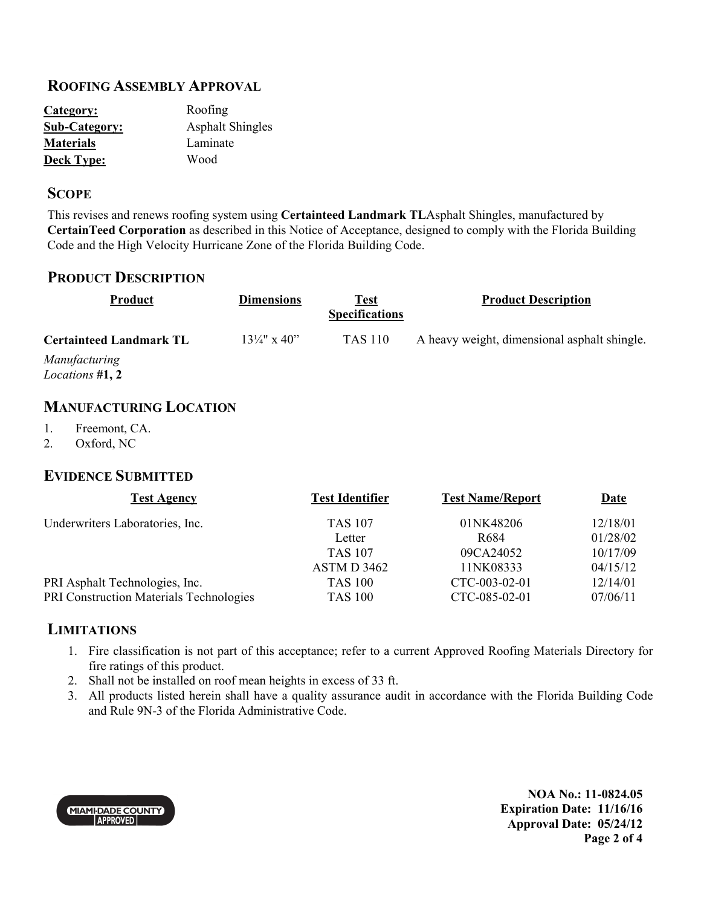## ROOFING ASSEMBLY APPROVAL

| | |
|---|---|
| **Category:** | Roofing |
| **Sub-Category:** | Asphalt Shingles |
| **Materials** | Laminate |
| **Deck Type:** | Wood |

## SCOPE

This revises and renews roofing system using **Certainteed Landmark TL**Asphalt Shingles, manufactured by **CertainTeed Corporation** as described in this Notice of Acceptance, designed to comply with the Florida Building Code and the High Velocity Hurricane Zone of the Florida Building Code.

## PRODUCT DESCRIPTION

| Product | Dimensions | Test Specifications | Product Description |
|---|---|---|---|
| **Certainteed Landmark TL**<br>*Manufacturing Locations* **#1, 2** | 13¼" x 40" | TAS 110 | A heavy weight, dimensional asphalt shingle. |

## MANUFACTURING LOCATION

1. Freemont, CA.
2. Oxford, NC

## EVIDENCE SUBMITTED

| Test Agency | Test Identifier | Test Name/Report | Date |
|---|---|---|---|
| Underwriters Laboratories, Inc. | TAS 107 | 01NK48206 | 12/18/01 |
| | Letter | R684 | 01/28/02 |
| | TAS 107 | 09CA24052 | 10/17/09 |
| | ASTM D 3462 | 11NK08333 | 04/15/12 |
| PRI Asphalt Technologies, Inc. | TAS 100 | CTC-003-02-01 | 12/14/01 |
| PRI Construction Materials Technologies | TAS 100 | CTC-085-02-01 | 07/06/11 |

## LIMITATIONS

1. Fire classification is not part of this acceptance; refer to a current Approved Roofing Materials Directory for fire ratings of this product.
2. Shall not be installed on roof mean heights in excess of 33 ft.
3. All products listed herein shall have a quality assurance audit in accordance with the Florida Building Code and Rule 9N-3 of the Florida Administrative Code.

MIAMI-DADE COUNTY APPROVED

**NOA No.: 11-0824.05**
**Expiration Date: 11/16/16**
**Approval Date: 05/24/12**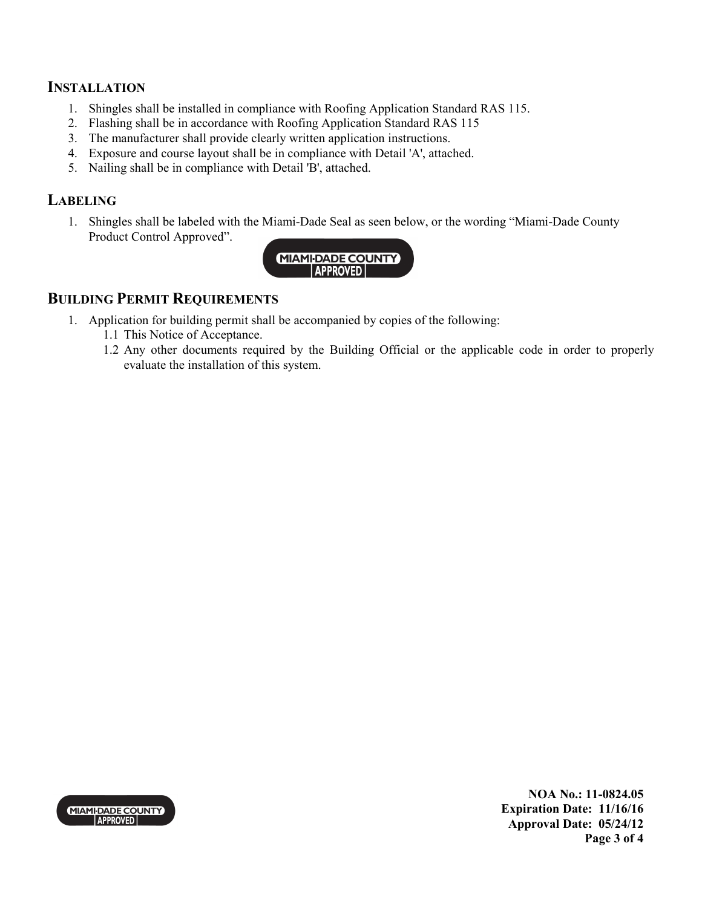## INSTALLATION

1. Shingles shall be installed in compliance with Roofing Application Standard RAS 115.
2. Flashing shall be in accordance with Roofing Application Standard RAS 115
3. The manufacturer shall provide clearly written application instructions.
4. Exposure and course layout shall be in compliance with Detail 'A', attached.
5. Nailing shall be in compliance with Detail 'B', attached.

## LABELING

1. Shingles shall be labeled with the Miami-Dade Seal as seen below, or the wording "Miami-Dade County Product Control Approved".

## BUILDING PERMIT REQUIREMENTS

1. Application for building permit shall be accompanied by copies of the following:
   - 1.1 This Notice of Acceptance.
   - 1.2 Any other documents required by the Building Official or the applicable code in order to properly evaluate the installation of this system.

**NOA No.: 11-0824.05**
**Expiration Date: 11/16/16**
**Approval Date: 05/24/12**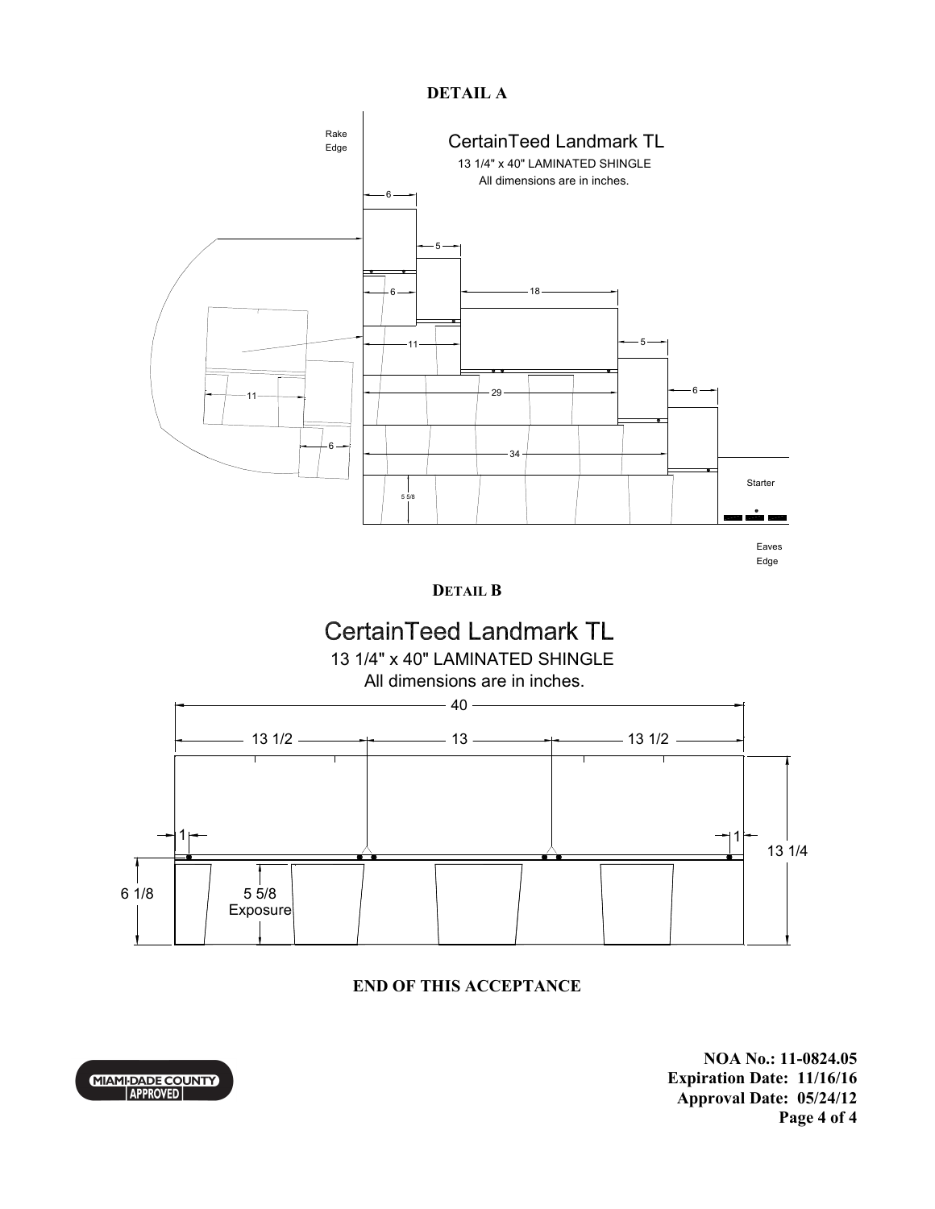**DETAIL A**

Rake
Edge

CertainTeed Landmark TL

13 1/4" x 40" LAMINATED SHINGLE

All dimensions are in inches.

6

5

6

18

11

5

11

29

6

6

34

5 5/8

Starter

Eaves
Edge

**DETAIL B**

CertainTeed Landmark TL

13 1/4" x 40" LAMINATED SHINGLE

All dimensions are in inches.

40

13 1/2

13

13 1/2

1

1

13 1/4

6 1/8

5 5/8
Exposure

**END OF THIS ACCEPTANCE**

MIAMI-DADE COUNTY
APPROVED

**NOA No.: 11-0824.05**
**Expiration Date: 11/16/16**
**Approval Date: 05/24/12**